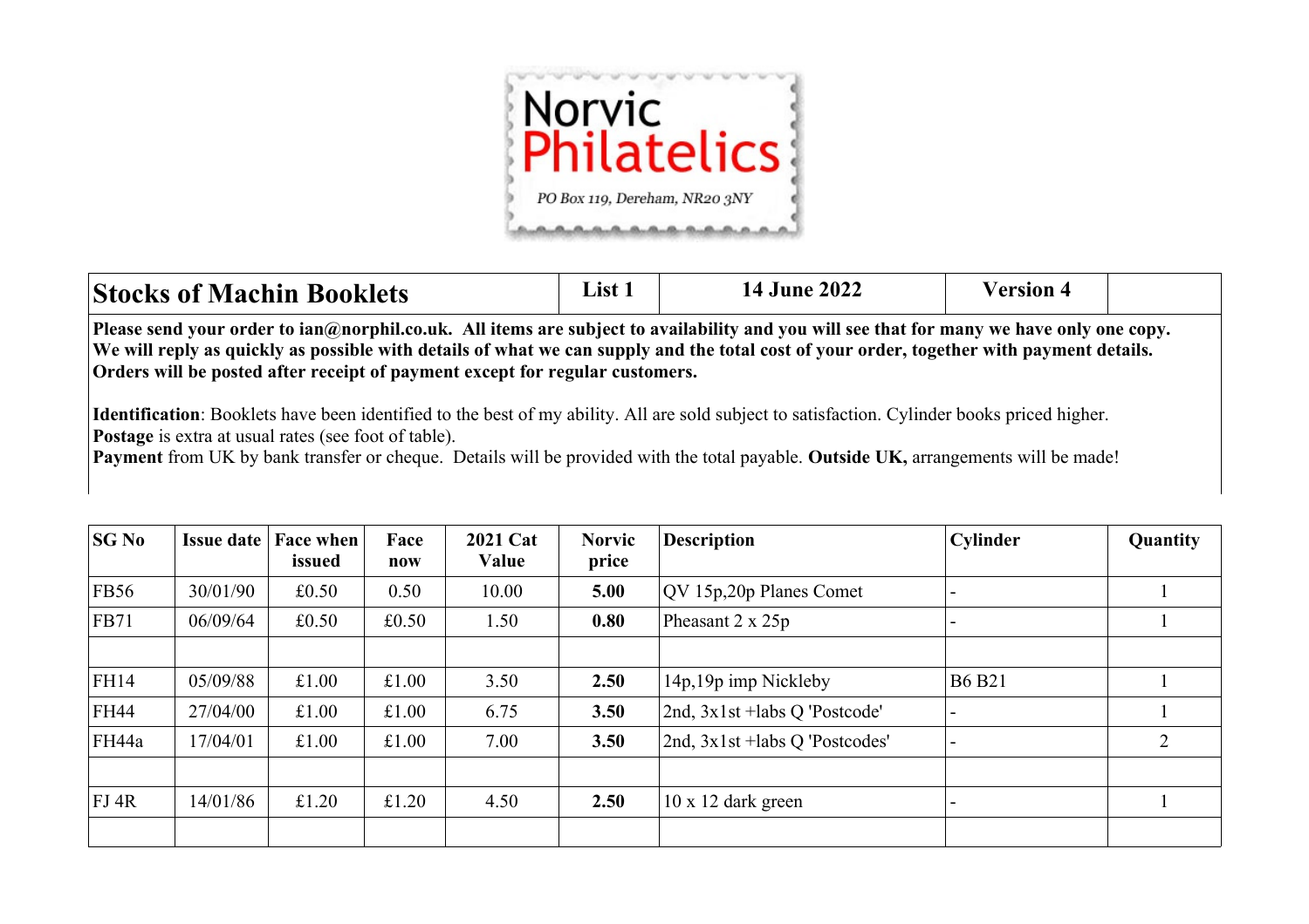Norvic Philatelics

*PO Box 119, Dereham, NR20 3NY*

| **Stocks of Machin Booklets** | **List 1** | **14 June 2022** | **Version 4** | |
|---|---|---|---|---|

**Please send your order to ian@norphil.co.uk. All items are subject to availability and you will see that for many we have only one copy. We will reply as quickly as possible with details of what we can supply and the total cost of your order, together with payment details. Orders will be posted after receipt of payment except for regular customers.**

**Identification**: Booklets have been identified to the best of my ability. All are sold subject to satisfaction. Cylinder books priced higher.
**Postage** is extra at usual rates (see foot of table).
**Payment** from UK by bank transfer or cheque. Details will be provided with the total payable. **Outside UK,** arrangements will be made!

| SG No | Issue date | Face when issued | Face now | 2021 Cat Value | Norvic price | Description | Cylinder | Quantity |
|---|---|---|---|---|---|---|---|---|
| FB56 | 30/01/90 | £0.50 | 0.50 | 10.00 | **5.00** | QV 15p,20p Planes Comet | - | 1 |
| FB71 | 06/09/64 | £0.50 | £0.50 | 1.50 | **0.80** | Pheasant 2 x 25p | - | 1 |
| | | | | | | | | |
| FH14 | 05/09/88 | £1.00 | £1.00 | 3.50 | **2.50** | 14p,19p imp Nickleby | B6 B21 | 1 |
| FH44 | 27/04/00 | £1.00 | £1.00 | 6.75 | **3.50** | 2nd, 3x1st +labs Q 'Postcode' | - | 1 |
| FH44a | 17/04/01 | £1.00 | £1.00 | 7.00 | **3.50** | 2nd, 3x1st +labs Q 'Postcodes' | - | 2 |
| | | | | | | | | |
| FJ 4R | 14/01/86 | £1.20 | £1.20 | 4.50 | **2.50** | 10 x 12 dark green | - | 1 |
| | | | | | | | | |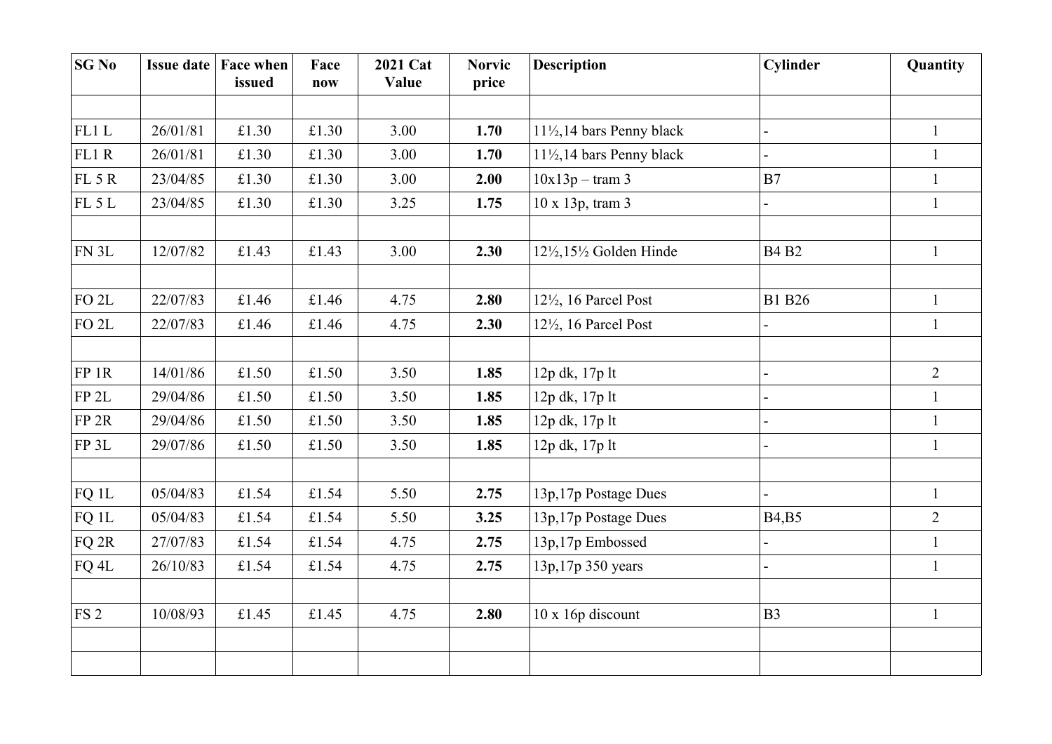| SG No | Issue date | Face when issued | Face now | 2021 Cat Value | Norvic price | Description | Cylinder | Quantity |
|---|---|---|---|---|---|---|---|---|
| | | | | | | | | |
| FL1 L | 26/01/81 | £1.30 | £1.30 | 3.00 | **1.70** | 11½,14 bars Penny black | - | 1 |
| FL1 R | 26/01/81 | £1.30 | £1.30 | 3.00 | **1.70** | 11½,14 bars Penny black | - | 1 |
| FL 5 R | 23/04/85 | £1.30 | £1.30 | 3.00 | **2.00** | 10x13p – tram 3 | B7 | 1 |
| FL 5 L | 23/04/85 | £1.30 | £1.30 | 3.25 | **1.75** | 10 x 13p, tram 3 | - | 1 |
| | | | | | | | | |
| FN 3L | 12/07/82 | £1.43 | £1.43 | 3.00 | **2.30** | 12½,15½ Golden Hinde | B4 B2 | 1 |
| | | | | | | | | |
| FO 2L | 22/07/83 | £1.46 | £1.46 | 4.75 | **2.80** | 12½, 16 Parcel Post | B1 B26 | 1 |
| FO 2L | 22/07/83 | £1.46 | £1.46 | 4.75 | **2.30** | 12½, 16 Parcel Post | - | 1 |
| | | | | | | | | |
| FP 1R | 14/01/86 | £1.50 | £1.50 | 3.50 | **1.85** | 12p dk, 17p lt | - | 2 |
| FP 2L | 29/04/86 | £1.50 | £1.50 | 3.50 | **1.85** | 12p dk, 17p lt | - | 1 |
| FP 2R | 29/04/86 | £1.50 | £1.50 | 3.50 | **1.85** | 12p dk, 17p lt | - | 1 |
| FP 3L | 29/07/86 | £1.50 | £1.50 | 3.50 | **1.85** | 12p dk, 17p lt | - | 1 |
| | | | | | | | | |
| FQ 1L | 05/04/83 | £1.54 | £1.54 | 5.50 | **2.75** | 13p,17p Postage Dues | - | 1 |
| FQ 1L | 05/04/83 | £1.54 | £1.54 | 5.50 | **3.25** | 13p,17p Postage Dues | B4,B5 | 2 |
| FQ 2R | 27/07/83 | £1.54 | £1.54 | 4.75 | **2.75** | 13p,17p Embossed | - | 1 |
| FQ 4L | 26/10/83 | £1.54 | £1.54 | 4.75 | **2.75** | 13p,17p 350 years | - | 1 |
| | | | | | | | | |
| FS 2 | 10/08/93 | £1.45 | £1.45 | 4.75 | **2.80** | 10 x 16p discount | B3 | 1 |
| | | | | | | | | |
| | | | | | | | | |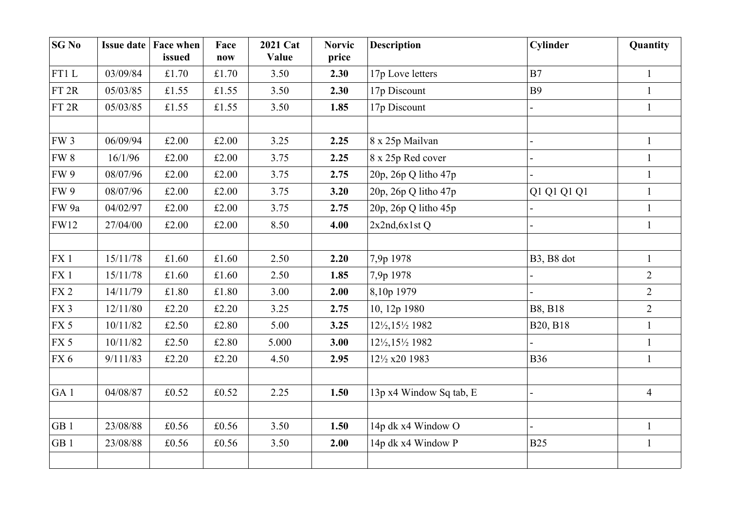| SG No | Issue date | Face when issued | Face now | 2021 Cat Value | Norvic price | Description | Cylinder | Quantity |
|---|---|---|---|---|---|---|---|---|
| FT1 L | 03/09/84 | £1.70 | £1.70 | 3.50 | **2.30** | 17p Love letters | B7 | 1 |
| FT 2R | 05/03/85 | £1.55 | £1.55 | 3.50 | **2.30** | 17p Discount | B9 | 1 |
| FT 2R | 05/03/85 | £1.55 | £1.55 | 3.50 | **1.85** | 17p Discount | - | 1 |
| | | | | | | | | |
| FW 3 | 06/09/94 | £2.00 | £2.00 | 3.25 | **2.25** | 8 x 25p Mailvan | - | 1 |
| FW 8 | 16/1/96 | £2.00 | £2.00 | 3.75 | **2.25** | 8 x 25p Red cover | - | 1 |
| FW 9 | 08/07/96 | £2.00 | £2.00 | 3.75 | **2.75** | 20p, 26p Q litho 47p | - | 1 |
| FW 9 | 08/07/96 | £2.00 | £2.00 | 3.75 | **3.20** | 20p, 26p Q litho 47p | Q1 Q1 Q1 Q1 | 1 |
| FW 9a | 04/02/97 | £2.00 | £2.00 | 3.75 | **2.75** | 20p, 26p Q litho 45p | - | 1 |
| FW12 | 27/04/00 | £2.00 | £2.00 | 8.50 | **4.00** | 2x2nd,6x1st Q | - | 1 |
| | | | | | | | | |
| FX 1 | 15/11/78 | £1.60 | £1.60 | 2.50 | **2.20** | 7,9p 1978 | B3, B8 dot | 1 |
| FX 1 | 15/11/78 | £1.60 | £1.60 | 2.50 | **1.85** | 7,9p 1978 | - | 2 |
| FX 2 | 14/11/79 | £1.80 | £1.80 | 3.00 | **2.00** | 8,10p 1979 | - | 2 |
| FX 3 | 12/11/80 | £2.20 | £2.20 | 3.25 | **2.75** | 10, 12p 1980 | B8, B18 | 2 |
| FX 5 | 10/11/82 | £2.50 | £2.80 | 5.00 | **3.25** | 12½,15½ 1982 | B20, B18 | 1 |
| FX 5 | 10/11/82 | £2.50 | £2.80 | 5.000 | **3.00** | 12½,15½ 1982 | - | 1 |
| FX 6 | 9/111/83 | £2.20 | £2.20 | 4.50 | **2.95** | 12½ x20 1983 | B36 | 1 |
| | | | | | | | | |
| GA 1 | 04/08/87 | £0.52 | £0.52 | 2.25 | **1.50** | 13p x4 Window Sq tab, E | - | 4 |
| | | | | | | | | |
| GB 1 | 23/08/88 | £0.56 | £0.56 | 3.50 | **1.50** | 14p dk x4 Window O | - | 1 |
| GB 1 | 23/08/88 | £0.56 | £0.56 | 3.50 | **2.00** | 14p dk x4 Window P | B25 | 1 |
| | | | | | | | | |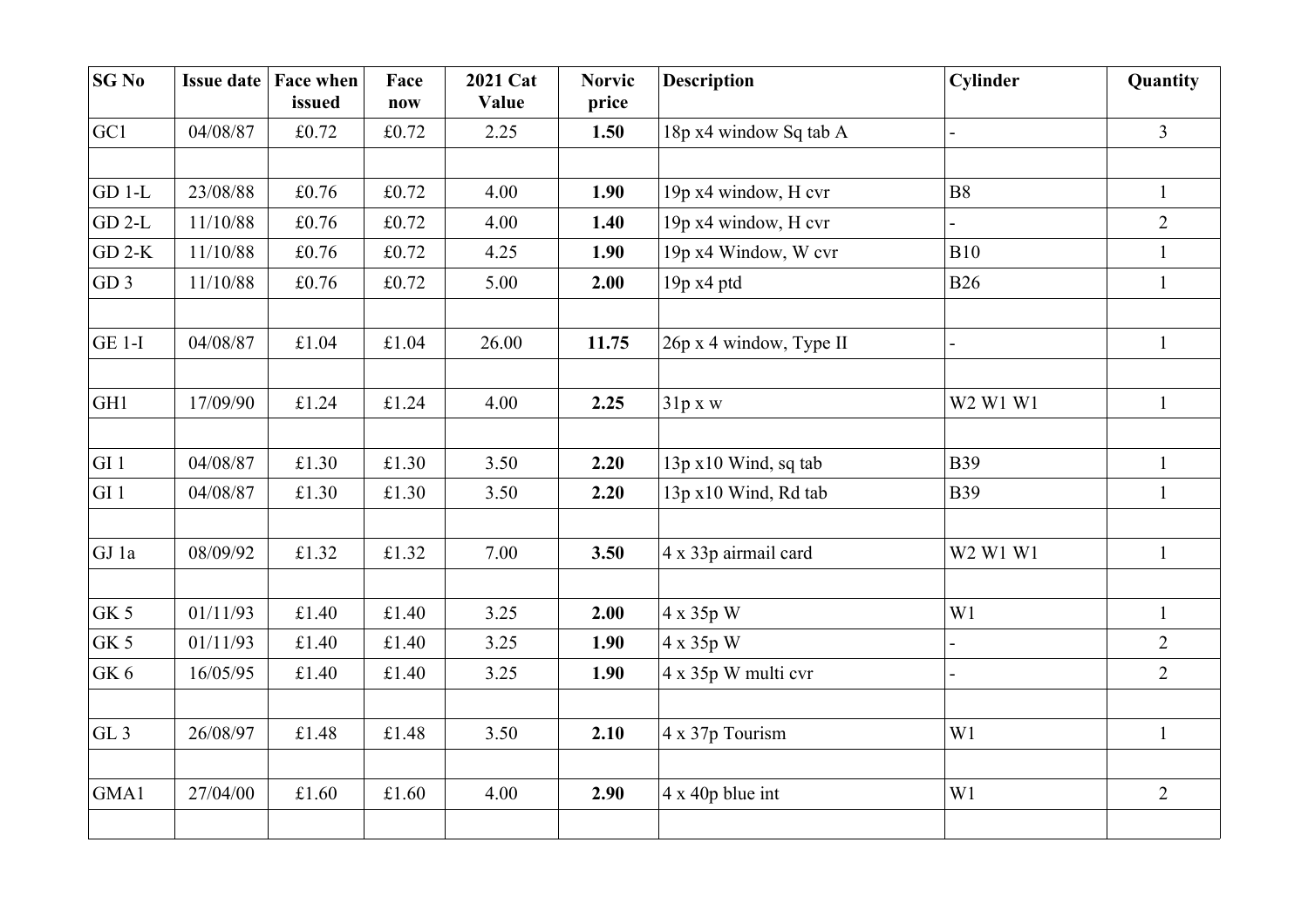| SG No | Issue date | Face when issued | Face now | 2021 Cat Value | Norvic price | Description | Cylinder | Quantity |
|---|---|---|---|---|---|---|---|---|
| GC1 | 04/08/87 | £0.72 | £0.72 | 2.25 | **1.50** | 18p x4 window Sq tab A | - | 3 |
| | | | | | | | | |
| GD 1-L | 23/08/88 | £0.76 | £0.72 | 4.00 | **1.90** | 19p x4 window, H cvr | B8 | 1 |
| GD 2-L | 11/10/88 | £0.76 | £0.72 | 4.00 | **1.40** | 19p x4 window, H cvr | - | 2 |
| GD 2-K | 11/10/88 | £0.76 | £0.72 | 4.25 | **1.90** | 19p x4 Window, W cvr | B10 | 1 |
| GD 3 | 11/10/88 | £0.76 | £0.72 | 5.00 | **2.00** | 19p x4 ptd | B26 | 1 |
| | | | | | | | | |
| GE 1-I | 04/08/87 | £1.04 | £1.04 | 26.00 | **11.75** | 26p x 4 window, Type II | - | 1 |
| | | | | | | | | |
| GH1 | 17/09/90 | £1.24 | £1.24 | 4.00 | **2.25** | 31p x w | W2 W1 W1 | 1 |
| | | | | | | | | |
| GI 1 | 04/08/87 | £1.30 | £1.30 | 3.50 | **2.20** | 13p x10 Wind, sq tab | B39 | 1 |
| GI 1 | 04/08/87 | £1.30 | £1.30 | 3.50 | **2.20** | 13p x10 Wind, Rd tab | B39 | 1 |
| | | | | | | | | |
| GJ 1a | 08/09/92 | £1.32 | £1.32 | 7.00 | **3.50** | 4 x 33p airmail card | W2 W1 W1 | 1 |
| | | | | | | | | |
| GK 5 | 01/11/93 | £1.40 | £1.40 | 3.25 | **2.00** | 4 x 35p W | W1 | 1 |
| GK 5 | 01/11/93 | £1.40 | £1.40 | 3.25 | **1.90** | 4 x 35p W | - | 2 |
| GK 6 | 16/05/95 | £1.40 | £1.40 | 3.25 | **1.90** | 4 x 35p W multi cvr | - | 2 |
| | | | | | | | | |
| GL 3 | 26/08/97 | £1.48 | £1.48 | 3.50 | **2.10** | 4 x 37p Tourism | W1 | 1 |
| | | | | | | | | |
| GMA1 | 27/04/00 | £1.60 | £1.60 | 4.00 | **2.90** | 4 x 40p blue int | W1 | 2 |
| | | | | | | | | |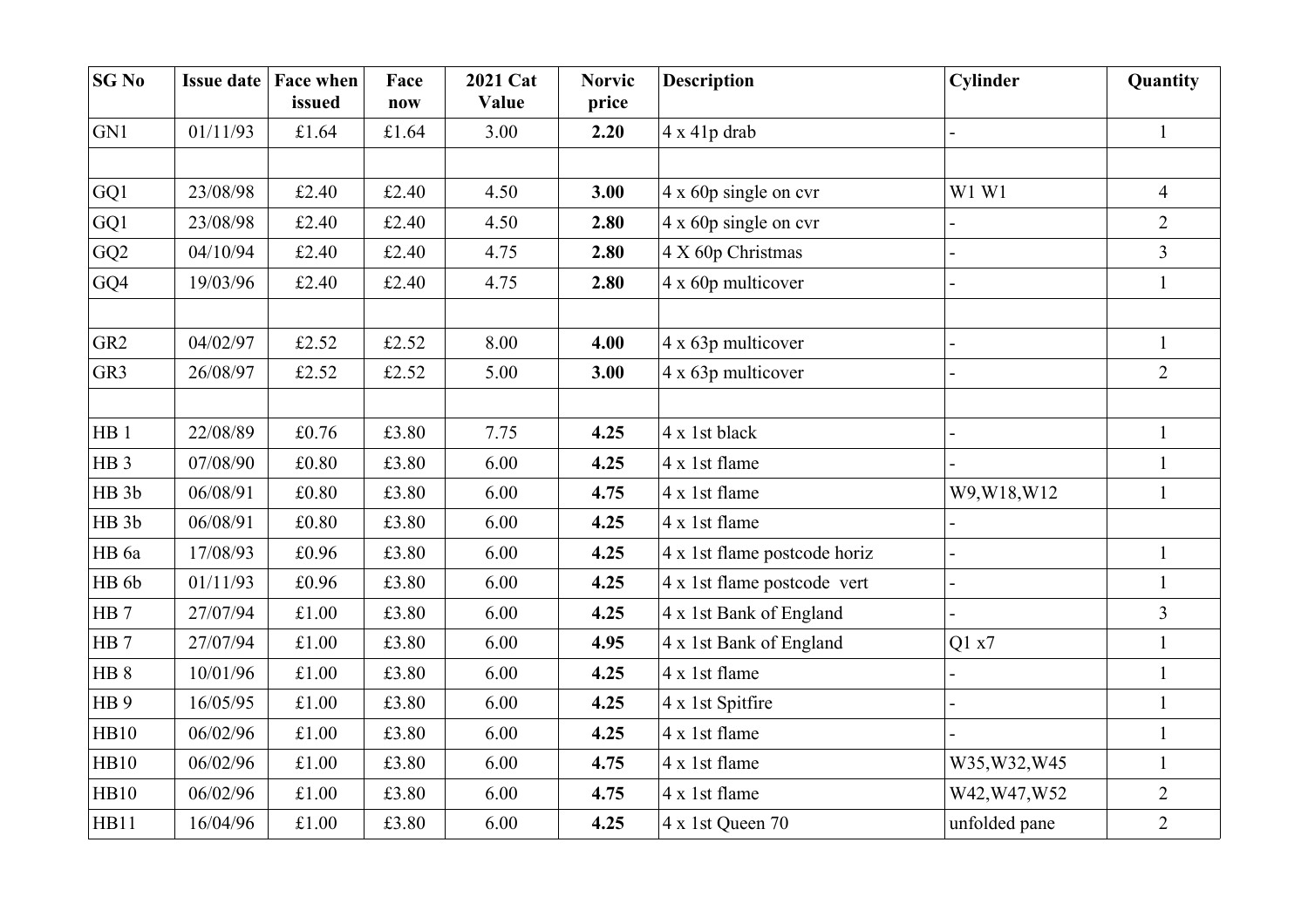| SG No | Issue date | Face when issued | Face now | 2021 Cat Value | Norvic price | Description | Cylinder | Quantity |
|---|---|---|---|---|---|---|---|---|
| GN1 | 01/11/93 | £1.64 | £1.64 | 3.00 | **2.20** | 4 x 41p drab | - | 1 |
| | | | | | | | | |
| GQ1 | 23/08/98 | £2.40 | £2.40 | 4.50 | **3.00** | 4 x 60p single on cvr | W1 W1 | 4 |
| GQ1 | 23/08/98 | £2.40 | £2.40 | 4.50 | **2.80** | 4 x 60p single on cvr | - | 2 |
| GQ2 | 04/10/94 | £2.40 | £2.40 | 4.75 | **2.80** | 4 X 60p Christmas | - | 3 |
| GQ4 | 19/03/96 | £2.40 | £2.40 | 4.75 | **2.80** | 4 x 60p multicover | - | 1 |
| | | | | | | | | |
| GR2 | 04/02/97 | £2.52 | £2.52 | 8.00 | **4.00** | 4 x 63p multicover | - | 1 |
| GR3 | 26/08/97 | £2.52 | £2.52 | 5.00 | **3.00** | 4 x 63p multicover | - | 2 |
| | | | | | | | | |
| HB 1 | 22/08/89 | £0.76 | £3.80 | 7.75 | **4.25** | 4 x 1st black | - | 1 |
| HB 3 | 07/08/90 | £0.80 | £3.80 | 6.00 | **4.25** | 4 x 1st flame | - | 1 |
| HB 3b | 06/08/91 | £0.80 | £3.80 | 6.00 | **4.75** | 4 x 1st flame | W9,W18,W12 | 1 |
| HB 3b | 06/08/91 | £0.80 | £3.80 | 6.00 | **4.25** | 4 x 1st flame | - | |
| HB 6a | 17/08/93 | £0.96 | £3.80 | 6.00 | **4.25** | 4 x 1st flame postcode horiz | - | 1 |
| HB 6b | 01/11/93 | £0.96 | £3.80 | 6.00 | **4.25** | 4 x 1st flame postcode vert | - | 1 |
| HB 7 | 27/07/94 | £1.00 | £3.80 | 6.00 | **4.25** | 4 x 1st Bank of England | - | 3 |
| HB 7 | 27/07/94 | £1.00 | £3.80 | 6.00 | **4.95** | 4 x 1st Bank of England | Q1 x7 | 1 |
| HB 8 | 10/01/96 | £1.00 | £3.80 | 6.00 | **4.25** | 4 x 1st flame | - | 1 |
| HB 9 | 16/05/95 | £1.00 | £3.80 | 6.00 | **4.25** | 4 x 1st Spitfire | - | 1 |
| HB10 | 06/02/96 | £1.00 | £3.80 | 6.00 | **4.25** | 4 x 1st flame | - | 1 |
| HB10 | 06/02/96 | £1.00 | £3.80 | 6.00 | **4.75** | 4 x 1st flame | W35,W32,W45 | 1 |
| HB10 | 06/02/96 | £1.00 | £3.80 | 6.00 | **4.75** | 4 x 1st flame | W42,W47,W52 | 2 |
| HB11 | 16/04/96 | £1.00 | £3.80 | 6.00 | **4.25** | 4 x 1st Queen 70 | unfolded pane | 2 |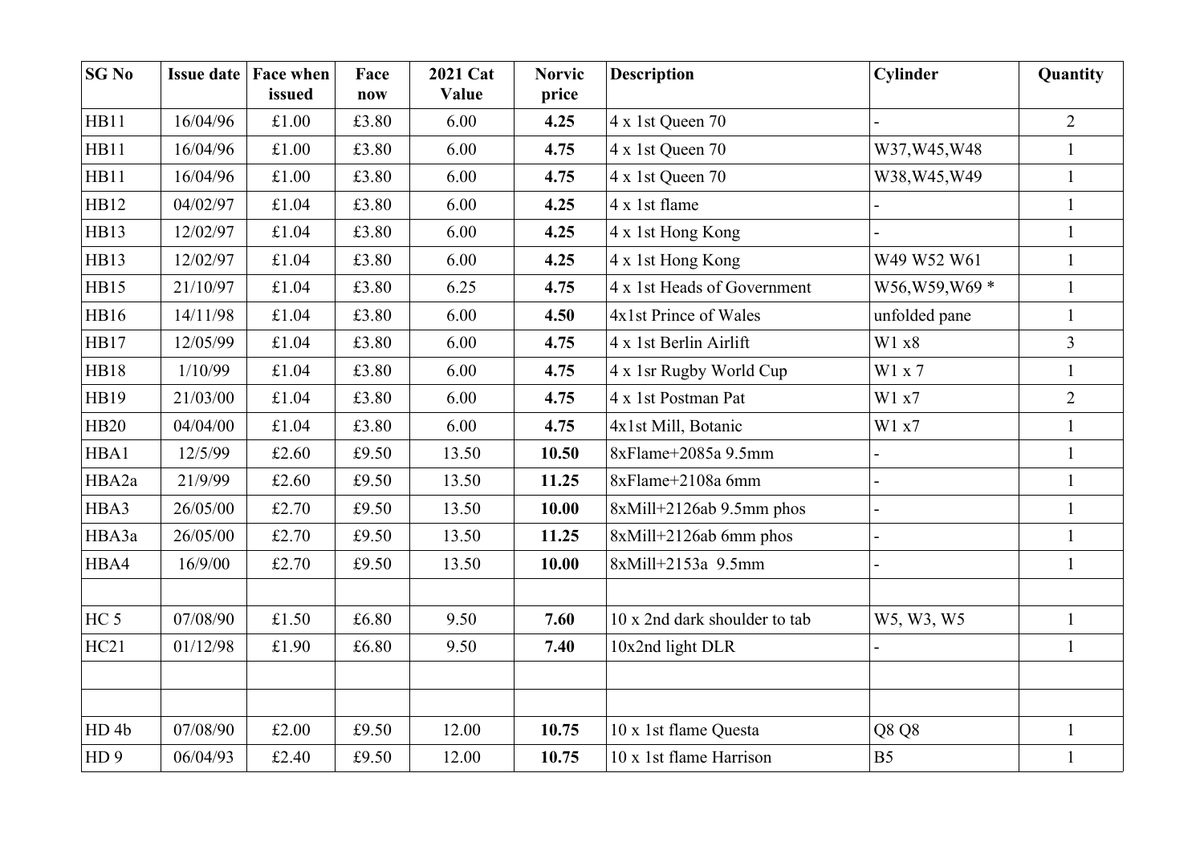| SG No | Issue date | Face when issued | Face now | 2021 Cat Value | Norvic price | Description | Cylinder | Quantity |
|---|---|---|---|---|---|---|---|---|
| HB11 | 16/04/96 | £1.00 | £3.80 | 6.00 | **4.25** | 4 x 1st Queen 70 | - | 2 |
| HB11 | 16/04/96 | £1.00 | £3.80 | 6.00 | **4.75** | 4 x 1st Queen 70 | W37,W45,W48 | 1 |
| HB11 | 16/04/96 | £1.00 | £3.80 | 6.00 | **4.75** | 4 x 1st Queen 70 | W38,W45,W49 | 1 |
| HB12 | 04/02/97 | £1.04 | £3.80 | 6.00 | **4.25** | 4 x 1st flame | - | 1 |
| HB13 | 12/02/97 | £1.04 | £3.80 | 6.00 | **4.25** | 4 x 1st Hong Kong | - | 1 |
| HB13 | 12/02/97 | £1.04 | £3.80 | 6.00 | **4.25** | 4 x 1st Hong Kong | W49 W52 W61 | 1 |
| HB15 | 21/10/97 | £1.04 | £3.80 | 6.25 | **4.75** | 4 x 1st Heads of Government | W56,W59,W69 * | 1 |
| HB16 | 14/11/98 | £1.04 | £3.80 | 6.00 | **4.50** | 4x1st Prince of Wales | unfolded pane | 1 |
| HB17 | 12/05/99 | £1.04 | £3.80 | 6.00 | **4.75** | 4 x 1st Berlin Airlift | W1 x8 | 3 |
| HB18 | 1/10/99 | £1.04 | £3.80 | 6.00 | **4.75** | 4 x 1sr Rugby World Cup | W1 x 7 | 1 |
| HB19 | 21/03/00 | £1.04 | £3.80 | 6.00 | **4.75** | 4 x 1st Postman Pat | W1 x7 | 2 |
| HB20 | 04/04/00 | £1.04 | £3.80 | 6.00 | **4.75** | 4x1st Mill, Botanic | W1 x7 | 1 |
| HBA1 | 12/5/99 | £2.60 | £9.50 | 13.50 | **10.50** | 8xFlame+2085a 9.5mm | - | 1 |
| HBA2a | 21/9/99 | £2.60 | £9.50 | 13.50 | **11.25** | 8xFlame+2108a 6mm | - | 1 |
| HBA3 | 26/05/00 | £2.70 | £9.50 | 13.50 | **10.00** | 8xMill+2126ab 9.5mm phos | - | 1 |
| HBA3a | 26/05/00 | £2.70 | £9.50 | 13.50 | **11.25** | 8xMill+2126ab 6mm phos | - | 1 |
| HBA4 | 16/9/00 | £2.70 | £9.50 | 13.50 | **10.00** | 8xMill+2153a 9.5mm | - | 1 |
| | | | | | | | | |
| HC 5 | 07/08/90 | £1.50 | £6.80 | 9.50 | **7.60** | 10 x 2nd dark shoulder to tab | W5, W3, W5 | 1 |
| HC21 | 01/12/98 | £1.90 | £6.80 | 9.50 | **7.40** | 10x2nd light DLR | - | 1 |
| | | | | | | | | |
| | | | | | | | | |
| HD 4b | 07/08/90 | £2.00 | £9.50 | 12.00 | **10.75** | 10 x 1st flame Questa | Q8 Q8 | 1 |
| HD 9 | 06/04/93 | £2.40 | £9.50 | 12.00 | **10.75** | 10 x 1st flame Harrison | B5 | 1 |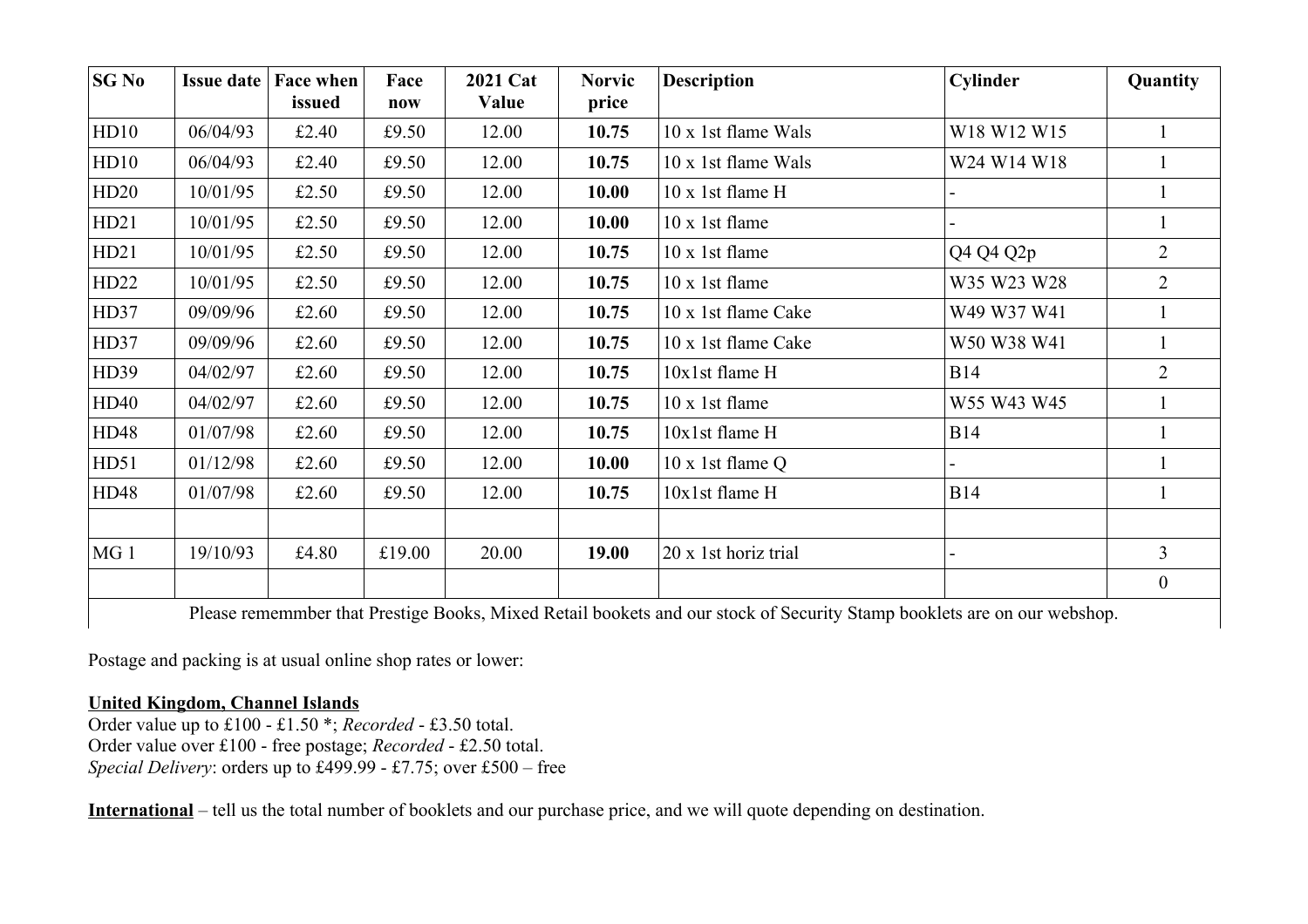| SG No | Issue date | Face when issued | Face now | 2021 Cat Value | Norvic price | Description | Cylinder | Quantity |
|---|---|---|---|---|---|---|---|---|
| HD10 | 06/04/93 | £2.40 | £9.50 | 12.00 | **10.75** | 10 x 1st flame Wals | W18 W12 W15 | 1 |
| HD10 | 06/04/93 | £2.40 | £9.50 | 12.00 | **10.75** | 10 x 1st flame Wals | W24 W14 W18 | 1 |
| HD20 | 10/01/95 | £2.50 | £9.50 | 12.00 | **10.00** | 10 x 1st flame H | - | 1 |
| HD21 | 10/01/95 | £2.50 | £9.50 | 12.00 | **10.00** | 10 x 1st flame | - | 1 |
| HD21 | 10/01/95 | £2.50 | £9.50 | 12.00 | **10.75** | 10 x 1st flame | Q4 Q4 Q2p | 2 |
| HD22 | 10/01/95 | £2.50 | £9.50 | 12.00 | **10.75** | 10 x 1st flame | W35 W23 W28 | 2 |
| HD37 | 09/09/96 | £2.60 | £9.50 | 12.00 | **10.75** | 10 x 1st flame Cake | W49 W37 W41 | 1 |
| HD37 | 09/09/96 | £2.60 | £9.50 | 12.00 | **10.75** | 10 x 1st flame Cake | W50 W38 W41 | 1 |
| HD39 | 04/02/97 | £2.60 | £9.50 | 12.00 | **10.75** | 10x1st flame H | B14 | 2 |
| HD40 | 04/02/97 | £2.60 | £9.50 | 12.00 | **10.75** | 10 x 1st flame | W55 W43 W45 | 1 |
| HD48 | 01/07/98 | £2.60 | £9.50 | 12.00 | **10.75** | 10x1st flame H | B14 | 1 |
| HD51 | 01/12/98 | £2.60 | £9.50 | 12.00 | **10.00** | 10 x 1st flame Q | - | 1 |
| HD48 | 01/07/98 | £2.60 | £9.50 | 12.00 | **10.75** | 10x1st flame H | B14 | 1 |
| | | | | | | | | |
| MG 1 | 19/10/93 | £4.80 | £19.00 | 20.00 | **19.00** | 20 x 1st horiz trial | - | 3 |
| | | | | | | | | 0 |
| Please rememmber that Prestige Books, Mixed Retail bookets and our stock of Security Stamp booklets are on our webshop. | | | | | | | | |

Postage and packing is at usual online shop rates or lower:

**United Kingdom, Channel Islands**
Order value up to £100 - £1.50 *; *Recorded* - £3.50 total.
Order value over £100 - free postage; *Recorded* - £2.50 total.
*Special Delivery*: orders up to £499.99 - £7.75; over £500 – free

**International** – tell us the total number of booklets and our purchase price, and we will quote depending on destination.